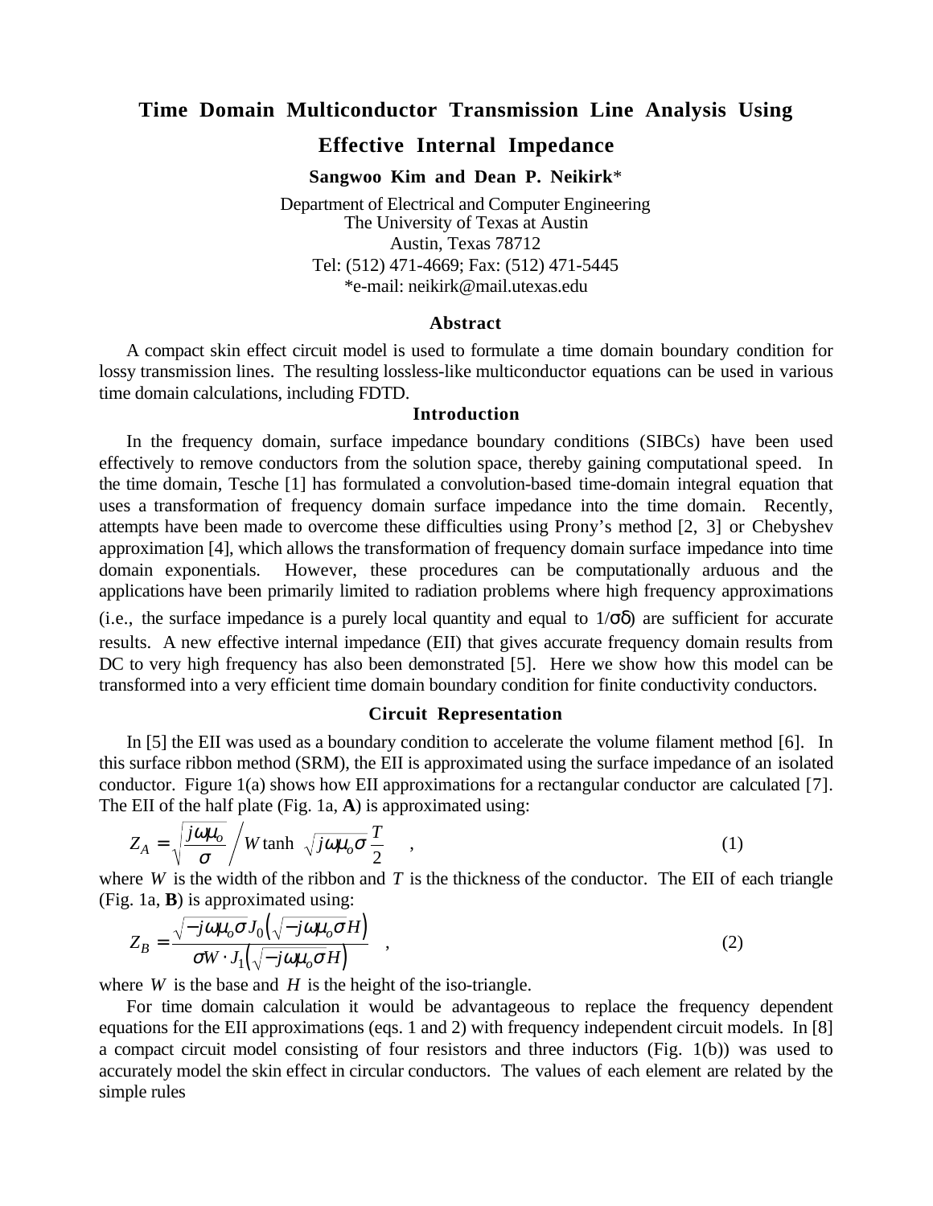# Time Domain Multiconductor Transmission Line Analysis Using Effective Internal Impedance

**Sangwoo Kim and Dean P. Neikirk***

Department of Electrical and Computer Engineering
The University of Texas at Austin
Austin, Texas 78712
Tel: (512) 471-4669; Fax: (512) 471-5445
*e-mail: neikirk@mail.utexas.edu

## Abstract

A compact skin effect circuit model is used to formulate a time domain boundary condition for lossy transmission lines. The resulting lossless-like multiconductor equations can be used in various time domain calculations, including FDTD.

## Introduction

In the frequency domain, surface impedance boundary conditions (SIBCs) have been used effectively to remove conductors from the solution space, thereby gaining computational speed. In the time domain, Tesche [1] has formulated a convolution-based time-domain integral equation that uses a transformation of frequency domain surface impedance into the time domain. Recently, attempts have been made to overcome these difficulties using Prony's method [2, 3] or Chebyshev approximation [4], which allows the transformation of frequency domain surface impedance into time domain exponentials. However, these procedures can be computationally arduous and the applications have been primarily limited to radiation problems where high frequency approximations (i.e., the surface impedance is a purely local quantity and equal to $1/\sigma\delta$) are sufficient for accurate results. A new effective internal impedance (EII) that gives accurate frequency domain results from DC to very high frequency has also been demonstrated [5]. Here we show how this model can be transformed into a very efficient time domain boundary condition for finite conductivity conductors.

## Circuit Representation

In [5] the EII was used as a boundary condition to accelerate the volume filament method [6]. In this surface ribbon method (SRM), the EII is approximated using the surface impedance of an isolated conductor. Figure 1(a) shows how EII approximations for a rectangular conductor are calculated [7]. The EII of the half plate (Fig. 1a, **A**) is approximated using:

$$Z_A = \sqrt{\frac{j\omega\mu_o}{\sigma}} \Bigg/ W \tanh\left(\sqrt{j\omega\mu_o\sigma}\,\frac{T}{2}\right) \quad , \tag{1}$$

where $W$ is the width of the ribbon and $T$ is the thickness of the conductor. The EII of each triangle (Fig. 1a, **B**) is approximated using:

$$Z_B = \frac{\sqrt{-j\omega\mu_o\sigma}\, J_0\left(\sqrt{-j\omega\mu_o\sigma}\, H\right)}{\sigma W \cdot J_1\left(\sqrt{-j\omega\mu_o\sigma}\, H\right)} \quad , \tag{2}$$

where $W$ is the base and $H$ is the height of the iso-triangle.

For time domain calculation it would be advantageous to replace the frequency dependent equations for the EII approximations (eqs. 1 and 2) with frequency independent circuit models. In [8] a compact circuit model consisting of four resistors and three inductors (Fig. 1(b)) was used to accurately model the skin effect in circular conductors. The values of each element are related by the simple rules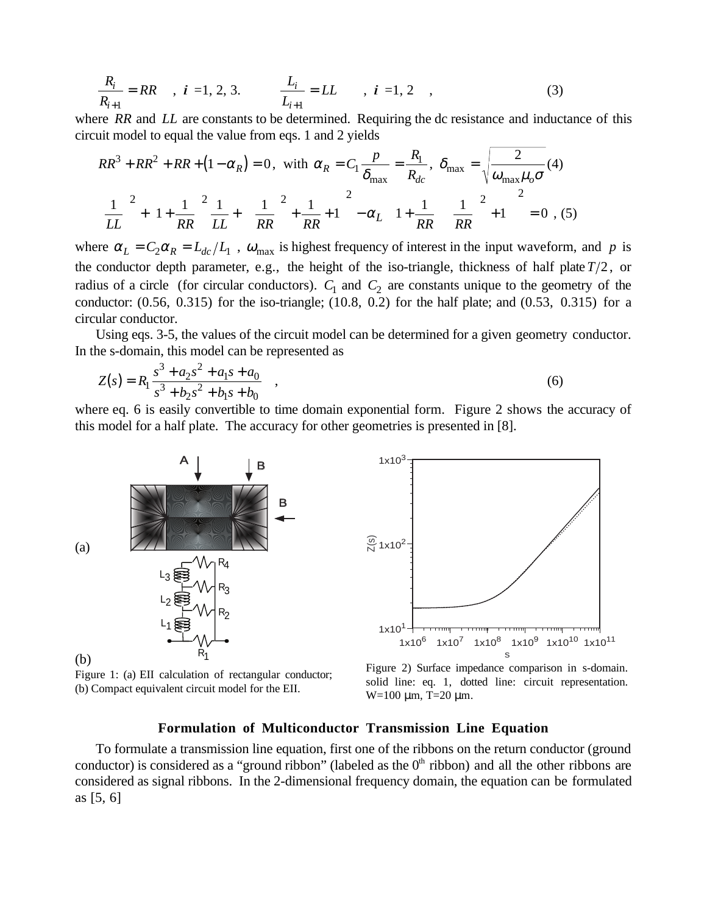$$\frac{R_i}{R_{i+1}} = RR \quad , \; i = 1, 2, 3. \qquad \frac{L_i}{L_{i+1}} = LL \quad , \; i = 1, 2 \quad , \tag{3}$$

where $RR$ and $LL$ are constants to be determined. Requiring the dc resistance and inductance of this circuit model to equal the value from eqs. 1 and 2 yields

$$RR^3 + RR^2 + RR + (1 - \alpha_R) = 0, \text{ with } \alpha_R = C_1 \frac{p}{\delta_{\max}} = \frac{R_1}{R_{dc}}, \; \delta_{\max} = \sqrt{\frac{2}{\omega_{\max}\mu_o\sigma}} \tag{4}$$

$$\left(\frac{1}{LL}\right)^2 + \left(1 + \frac{1}{RR}\right)^2 \frac{1}{LL} + \left(\left(\frac{1}{RR}\right)^2 + \frac{1}{RR} + 1\right)^2 - \alpha_L \left(1 + \frac{1}{RR}\right)\left(\left(\frac{1}{RR}\right)^2 + 1\right)^2 = 0 \; , \tag{5}$$

where $\alpha_L = C_2\alpha_R = L_{dc}/L_1$ , $\omega_{\max}$ is highest frequency of interest in the input waveform, and $p$ is the conductor depth parameter, e.g., the height of the iso-triangle, thickness of half plate $T/2$, or radius of a circle (for circular conductors). $C_1$ and $C_2$ are constants unique to the geometry of the conductor: (0.56, 0.315) for the iso-triangle; (10.8, 0.2) for the half plate; and (0.53, 0.315) for a circular conductor.

Using eqs. 3-5, the values of the circuit model can be determined for a given geometry conductor. In the s-domain, this model can be represented as

$$Z(s) = R_1 \frac{s^3 + a_2 s^2 + a_1 s + a_0}{s^3 + b_2 s^2 + b_1 s + b_0} \quad , \tag{6}$$

where eq. 6 is easily convertible to time domain exponential form. Figure 2 shows the accuracy of this model for a half plate. The accuracy for other geometries is presented in [8].

(a)

(b)

Figure 1: (a) EII calculation of rectangular conductor; (b) Compact equivalent circuit model for the EII.

Figure 2) Surface impedance comparison in s-domain. solid line: eq. 1, dotted line: circuit representation. W=100 μm, T=20 μm.

## Formulation of Multiconductor Transmission Line Equation

To formulate a transmission line equation, first one of the ribbons on the return conductor (ground conductor) is considered as a "ground ribbon" (labeled as the 0th ribbon) and all the other ribbons are considered as signal ribbons. In the 2-dimensional frequency domain, the equation can be formulated as [5, 6]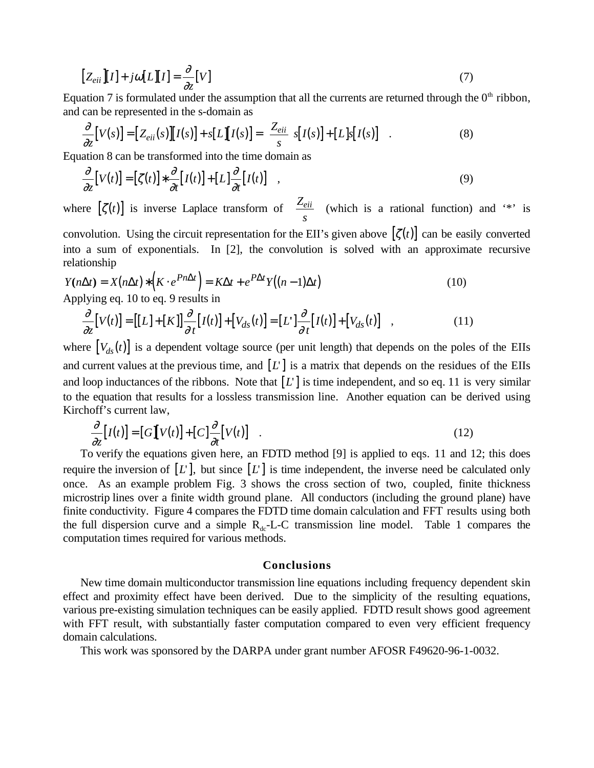$$[Z_{eii}][I] + j\omega[L][I] = \frac{\partial}{\partial z}[V] \tag{7}$$

Equation 7 is formulated under the assumption that all the currents are returned through the 0[th] ribbon, and can be represented in the s-domain as

$$\frac{\partial}{\partial z}[V(s)] = [Z_{eii}(s)][I(s)] + s[L][I(s)] = \left[\frac{Z_{eii}}{s}\right] s[I(s)] + [L]s[I(s)] \quad . \tag{8}$$

Equation 8 can be transformed into the time domain as

$$\frac{\partial}{\partial z}[V(t)] = [\zeta(t)] * \frac{\partial}{\partial t}[I(t)] + [L]\frac{\partial}{\partial t}[I(t)] \quad , \tag{9}$$

where $[\zeta(t)]$ is inverse Laplace transform of $\frac{Z_{eii}}{s}$ (which is a rational function) and '*' is convolution. Using the circuit representation for the EII's given above $[\zeta(t)]$ can be easily converted into a sum of exponentials. In [2], the convolution is solved with an approximate recursive relationship

$$Y(n\Delta t) = X(n\Delta t) * \left(K \cdot e^{Pn\Delta t}\right) = K\Delta t + e^{P\Delta t} Y((n-1)\Delta t) \tag{10}$$

Applying eq. 10 to eq. 9 results in

$$\frac{\partial}{\partial z}[V(t)] = [[L] + [K]]\frac{\partial}{\partial t}[I(t)] + [V_{ds}(t)] = [L']\frac{\partial}{\partial t}[I(t)] + [V_{ds}(t)] \quad , \tag{11}$$

where $[V_{ds}(t)]$ is a dependent voltage source (per unit length) that depends on the poles of the EIIs and current values at the previous time, and $[L']$ is a matrix that depends on the residues of the EIIs and loop inductances of the ribbons. Note that $[L']$ is time independent, and so eq. 11 is very similar to the equation that results for a lossless transmission line. Another equation can be derived using Kirchoff's current law,

$$\frac{\partial}{\partial z}[I(t)] = [G][V(t)] + [C]\frac{\partial}{\partial t}[V(t)] \quad . \tag{12}$$

To verify the equations given here, an FDTD method [9] is applied to eqs. 11 and 12; this does require the inversion of $[L']$, but since $[L']$ is time independent, the inverse need be calculated only once. As an example problem Fig. 3 shows the cross section of two, coupled, finite thickness microstrip lines over a finite width ground plane. All conductors (including the ground plane) have finite conductivity. Figure 4 compares the FDTD time domain calculation and FFT results using both the full dispersion curve and a simple $R_{dc}$-L-C transmission line model. Table 1 compares the computation times required for various methods.

## Conclusions

New time domain multiconductor transmission line equations including frequency dependent skin effect and proximity effect have been derived. Due to the simplicity of the resulting equations, various pre-existing simulation techniques can be easily applied. FDTD result shows good agreement with FFT result, with substantially faster computation compared to even very efficient frequency domain calculations.

This work was sponsored by the DARPA under grant number AFOSR F49620-96-1-0032.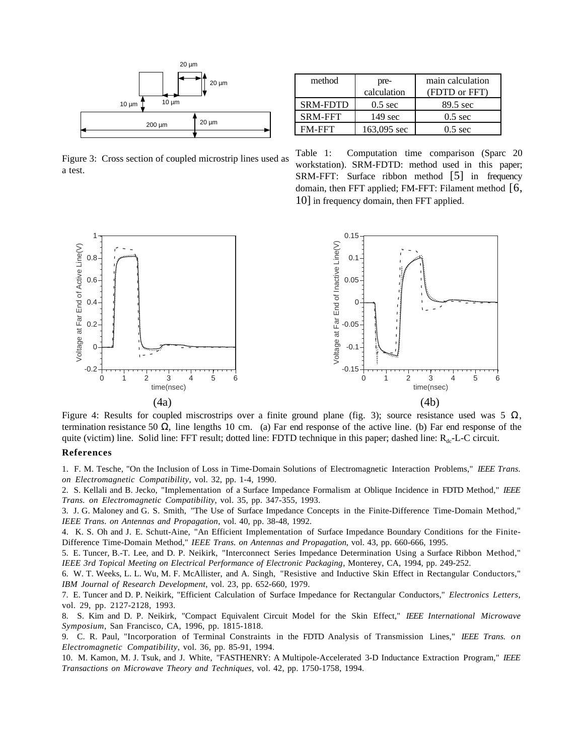20 µm

20 µm

10 µm

10 µm

200 µm

20 µm

Figure 3: Cross section of coupled microstrip lines used as a test.

| method | pre-calculation | main calculation (FDTD or FFT) |
|---|---|---|
| SRM-FDTD | 0.5 sec | 89.5 sec |
| SRM-FFT | 149 sec | 0.5 sec |
| FM-FFT | 163,095 sec | 0.5 sec |

Table 1: Computation time comparison (Sparc 20 workstation). SRM-FDTD: method used in this paper; SRM-FFT: Surface ribbon method [5] in frequency domain, then FFT applied; FM-FFT: Filament method [6, 10] in frequency domain, then FFT applied.

Voltage at Far End of Active Line(V)

1
0.8
0.6
0.4
0.2
0
-0.2

0 1 2 3 4 5 6

time(nsec)

(4a)

Voltage at Far End of Inactive Line(V)

0.15
0.1
0.05
0
-0.05
-0.1
-0.15

0 1 2 3 4 5 6

time(nsec)

(4b)

Figure 4: Results for coupled miscrostrips over a finite ground plane (fig. 3); source resistance used was 5 Ω, termination resistance 50 Ω, line lengths 10 cm. (a) Far end response of the active line. (b) Far end response of the quite (victim) line. Solid line: FFT result; dotted line: FDTD technique in this paper; dashed line: $R_{dc}$-L-C circuit.

## References

1. F. M. Tesche, "On the Inclusion of Loss in Time-Domain Solutions of Electromagnetic Interaction Problems," *IEEE Trans. on Electromagnetic Compatibility*, vol. 32, pp. 1-4, 1990.

2. S. Kellali and B. Jecko, "Implementation of a Surface Impedance Formalism at Oblique Incidence in FDTD Method," *IEEE Trans. on Electromagnetic Compatibility*, vol. 35, pp. 347-355, 1993.

3. J. G. Maloney and G. S. Smith, "The Use of Surface Impedance Concepts in the Finite-Difference Time-Domain Method," *IEEE Trans. on Antennas and Propagation*, vol. 40, pp. 38-48, 1992.

4. K. S. Oh and J. E. Schutt-Aine, "An Efficient Implementation of Surface Impedance Boundary Conditions for the Finite-Difference Time-Domain Method," *IEEE Trans. on Antennas and Propagation*, vol. 43, pp. 660-666, 1995.

5. E. Tuncer, B.-T. Lee, and D. P. Neikirk, "Interconnect Series Impedance Determination Using a Surface Ribbon Method," *IEEE 3rd Topical Meeting on Electrical Performance of Electronic Packaging*, Monterey, CA, 1994, pp. 249-252.

6. W. T. Weeks, L. L. Wu, M. F. McAllister, and A. Singh, "Resistive and Inductive Skin Effect in Rectangular Conductors," *IBM Journal of Research Development*, vol. 23, pp. 652-660, 1979.

7. E. Tuncer and D. P. Neikirk, "Efficient Calculation of Surface Impedance for Rectangular Conductors," *Electronics Letters*, vol. 29, pp. 2127-2128, 1993.

8. S. Kim and D. P. Neikirk, "Compact Equivalent Circuit Model for the Skin Effect," *IEEE International Microwave Symposium*, San Francisco, CA, 1996, pp. 1815-1818.

9. C. R. Paul, "Incorporation of Terminal Constraints in the FDTD Analysis of Transmission Lines," *IEEE Trans. on Electromagnetic Compatibility*, vol. 36, pp. 85-91, 1994.

10. M. Kamon, M. J. Tsuk, and J. White, "FASTHENRY: A Multipole-Accelerated 3-D Inductance Extraction Program," *IEEE Transactions on Microwave Theory and Techniques*, vol. 42, pp. 1750-1758, 1994.